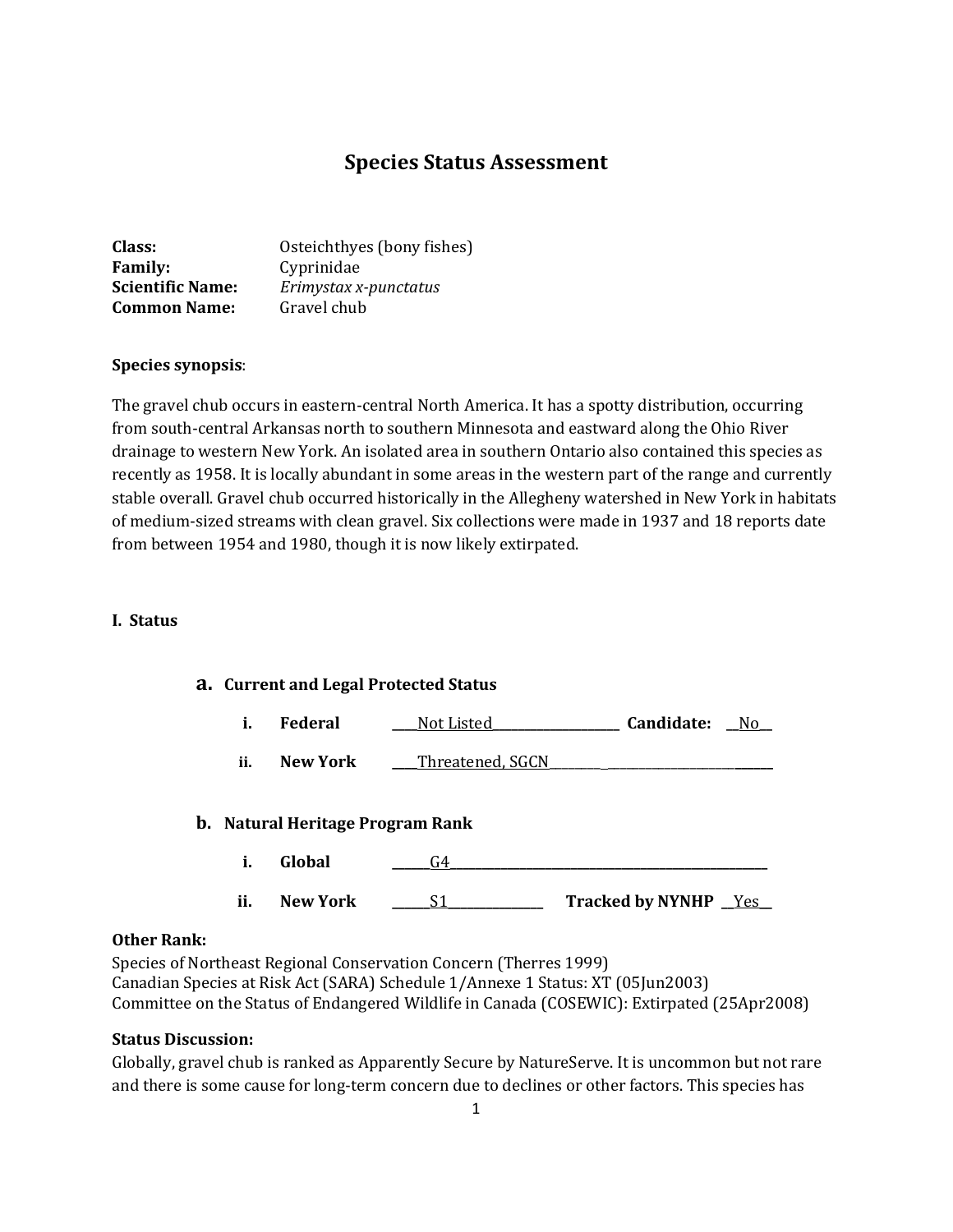# Species Status Assessment

**Class:** Osteichthyes (bony fishes)
**Family:** Cyprinidae
**Scientific Name:** *Erimystax x-punctatus*
**Common Name:** Gravel chub

**Species synopsis**:

The gravel chub occurs in eastern-central North America. It has a spotty distribution, occurring from south-central Arkansas north to southern Minnesota and eastward along the Ohio River drainage to western New York. An isolated area in southern Ontario also contained this species as recently as 1958. It is locally abundant in some areas in the western part of the range and currently stable overall. Gravel chub occurred historically in the Allegheny watershed in New York in habitats of medium-sized streams with clean gravel. Six collections were made in 1937 and 18 reports date from between 1954 and 1980, though it is now likely extirpated.

## I. Status

### a. Current and Legal Protected Status

i. **Federal** ____Not Listed____________________ **Candidate:** __No__

ii. **New York** ____Threatened, SGCN____________________________________

### b. Natural Heritage Program Rank

i. **Global** ______G4______________________________________________________

ii. **New York** ______S1_______________ **Tracked by NYNHP** __Yes__

**Other Rank:**

Species of Northeast Regional Conservation Concern (Therres 1999)
Canadian Species at Risk Act (SARA) Schedule 1/Annexe 1 Status: XT (05Jun2003)
Committee on the Status of Endangered Wildlife in Canada (COSEWIC): Extirpated (25Apr2008)

**Status Discussion:**

Globally, gravel chub is ranked as Apparently Secure by NatureServe. It is uncommon but not rare and there is some cause for long-term concern due to declines or other factors. This species has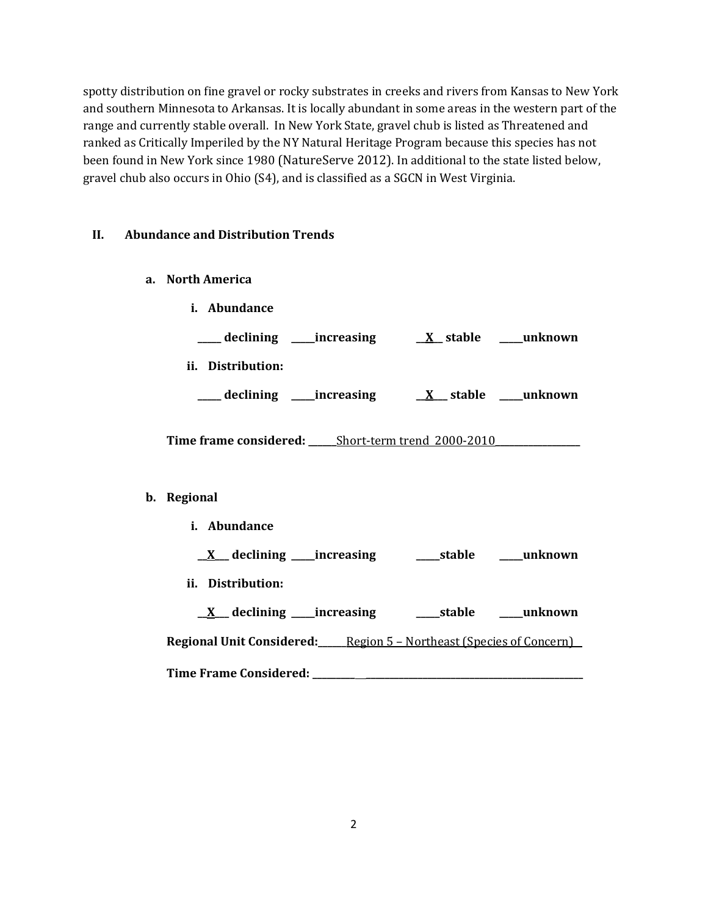spotty distribution on fine gravel or rocky substrates in creeks and rivers from Kansas to New York and southern Minnesota to Arkansas. It is locally abundant in some areas in the western part of the range and currently stable overall. In New York State, gravel chub is listed as Threatened and ranked as Critically Imperiled by the NY Natural Heritage Program because this species has not been found in New York since 1980 (NatureServe 2012). In additional to the state listed below, gravel chub also occurs in Ohio (S4), and is classified as a SGCN in West Virginia.

## II. Abundance and Distribution Trends

### a. North America

**i. Abundance**

**_____ declining _____increasing __X__ stable _____unknown**

**ii. Distribution:**

**_____ declining _____increasing __X___ stable _____unknown**

**Time frame considered:** ______Short-term trend 2000-2010__________________

### b. Regional

**i. Abundance**

**__X___ declining _____increasing _____stable _____unknown**

**ii. Distribution:**

**__X___ declining _____increasing _____stable _____unknown**

**Regional Unit Considered:**______Region 5 – Northeast (Species of Concern)__

**Time Frame Considered:** ____________________________________________________________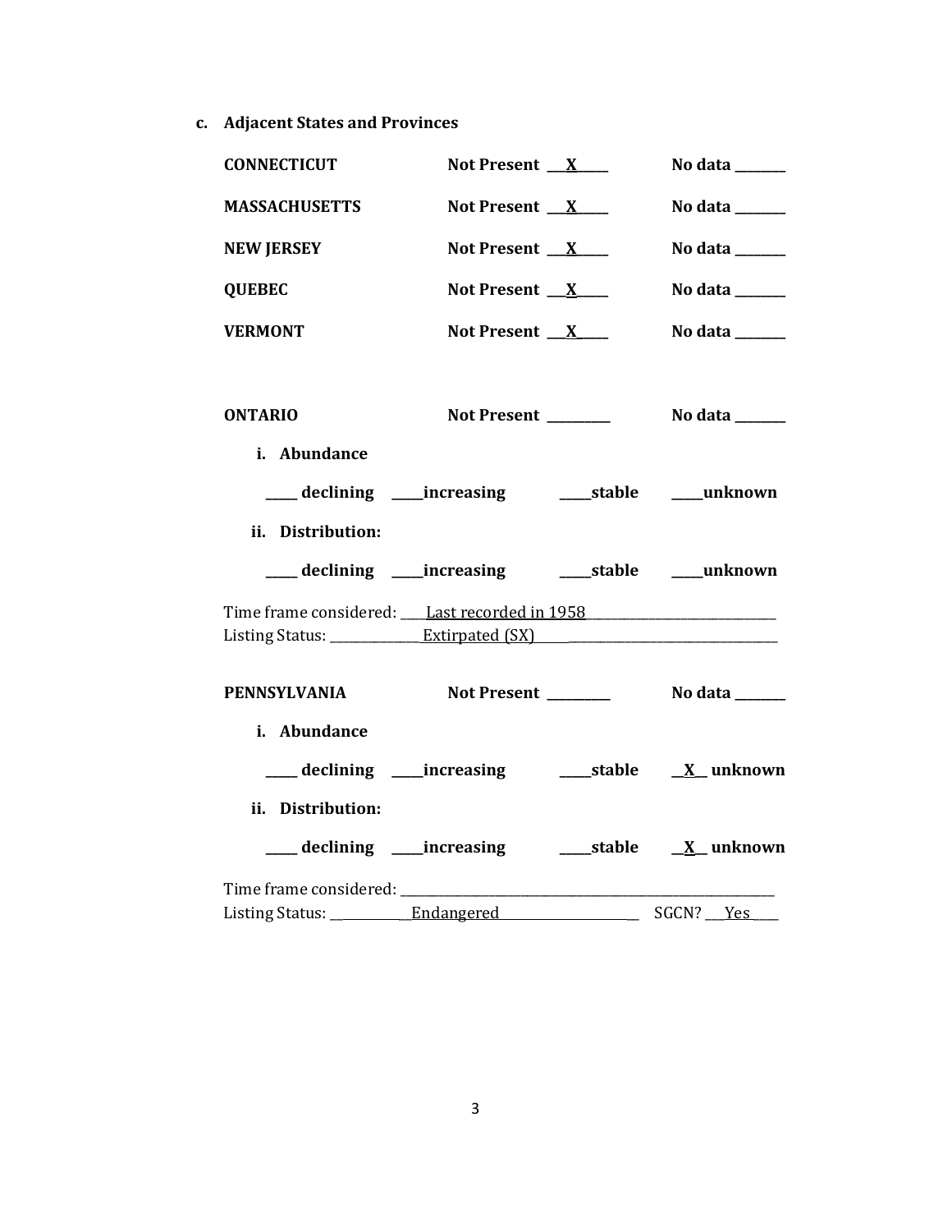**c. Adjacent States and Provinces**

**CONNECTICUT** **Not Present** ___X_____ **No data** _______

**MASSACHUSETTS** **Not Present** ___X_____ **No data** _______

**NEW JERSEY** **Not Present** ___X_____ **No data** _______

**QUEBEC** **Not Present** ___X_____ **No data** _______

**VERMONT** **Not Present** ___X_____ **No data** _______

**ONTARIO** **Not Present** _________ **No data** _______

**i. Abundance**

____ **declining** ____**increasing** ____**stable** ____**unknown**

**ii. Distribution:**

____ **declining** ____**increasing** ____**stable** ____**unknown**

Time frame considered: ___Last recorded in 1958___________________________
Listing Status: _____________Extirpated (SX)_____________________________

**PENNSYLVANIA** **Not Present** _________ **No data** _______

**i. Abundance**

____ **declining** ____**increasing** ____**stable** __X__ **unknown**

**ii. Distribution:**

____ **declining** ____**increasing** ____**stable** __X__ **unknown**

Time frame considered: ________________________________________________
Listing Status: ___________Endangered____________________ SGCN? ___Yes____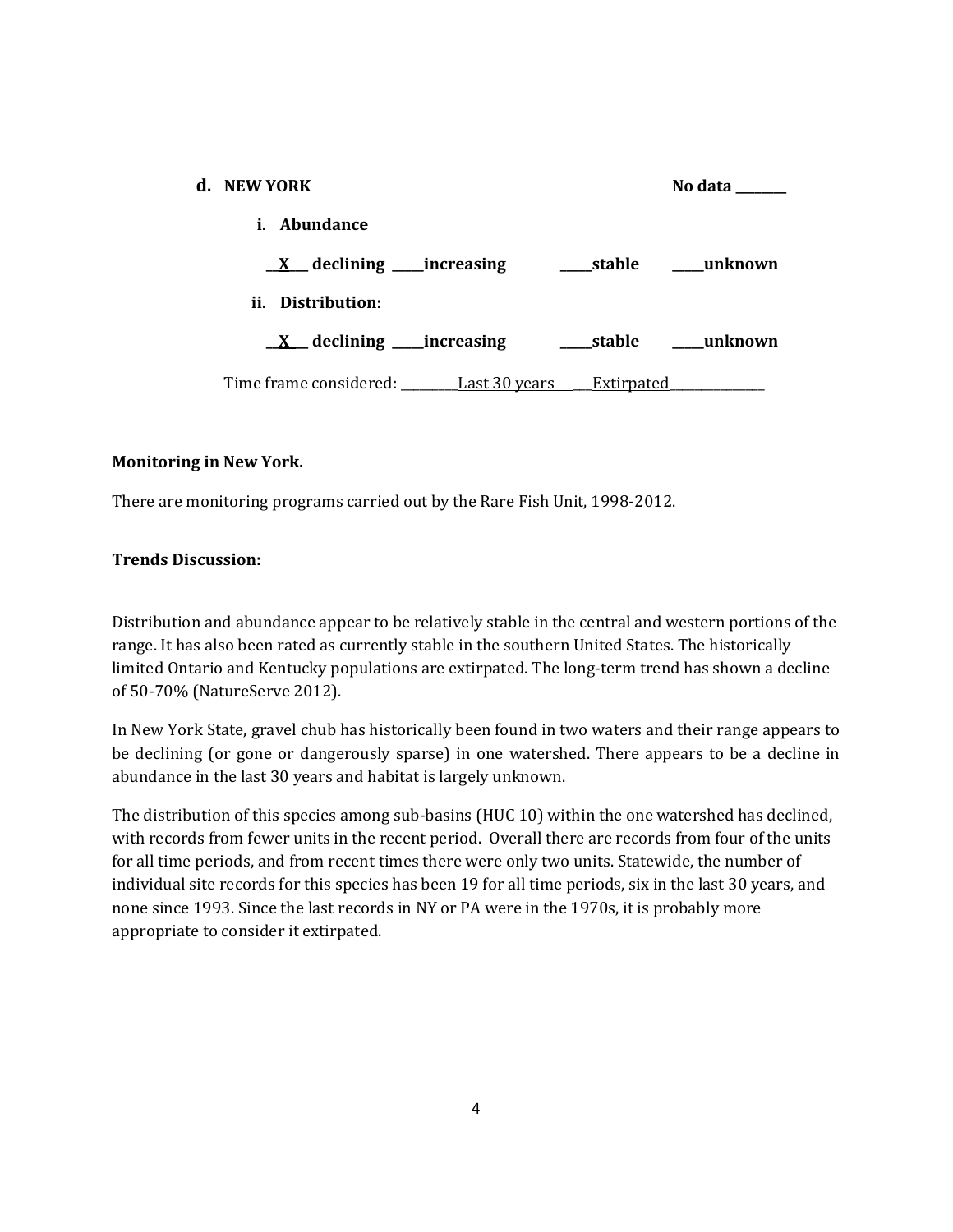**d. NEW YORK** **No data \_\_\_\_\_\_\_\_**

**i. Abundance**

**\_\_X\_\_ declining \_\_\_\_\_increasing \_\_\_\_\_stable \_\_\_\_\_unknown**

**ii. Distribution:**

**\_\_X\_\_ declining \_\_\_\_\_increasing \_\_\_\_\_stable \_\_\_\_\_unknown**

Time frame considered: \_\_\_\_\_\_\_\_\_Last 30 years\_\_\_\_Extirpated\_\_\_\_\_\_\_\_\_\_\_\_\_\_\_

**Monitoring in New York.**

There are monitoring programs carried out by the Rare Fish Unit, 1998-2012.

**Trends Discussion:**

Distribution and abundance appear to be relatively stable in the central and western portions of the range. It has also been rated as currently stable in the southern United States. The historically limited Ontario and Kentucky populations are extirpated. The long-term trend has shown a decline of 50-70% (NatureServe 2012).

In New York State, gravel chub has historically been found in two waters and their range appears to be declining (or gone or dangerously sparse) in one watershed. There appears to be a decline in abundance in the last 30 years and habitat is largely unknown.

The distribution of this species among sub-basins (HUC 10) within the one watershed has declined, with records from fewer units in the recent period. Overall there are records from four of the units for all time periods, and from recent times there were only two units. Statewide, the number of individual site records for this species has been 19 for all time periods, six in the last 30 years, and none since 1993. Since the last records in NY or PA were in the 1970s, it is probably more appropriate to consider it extirpated.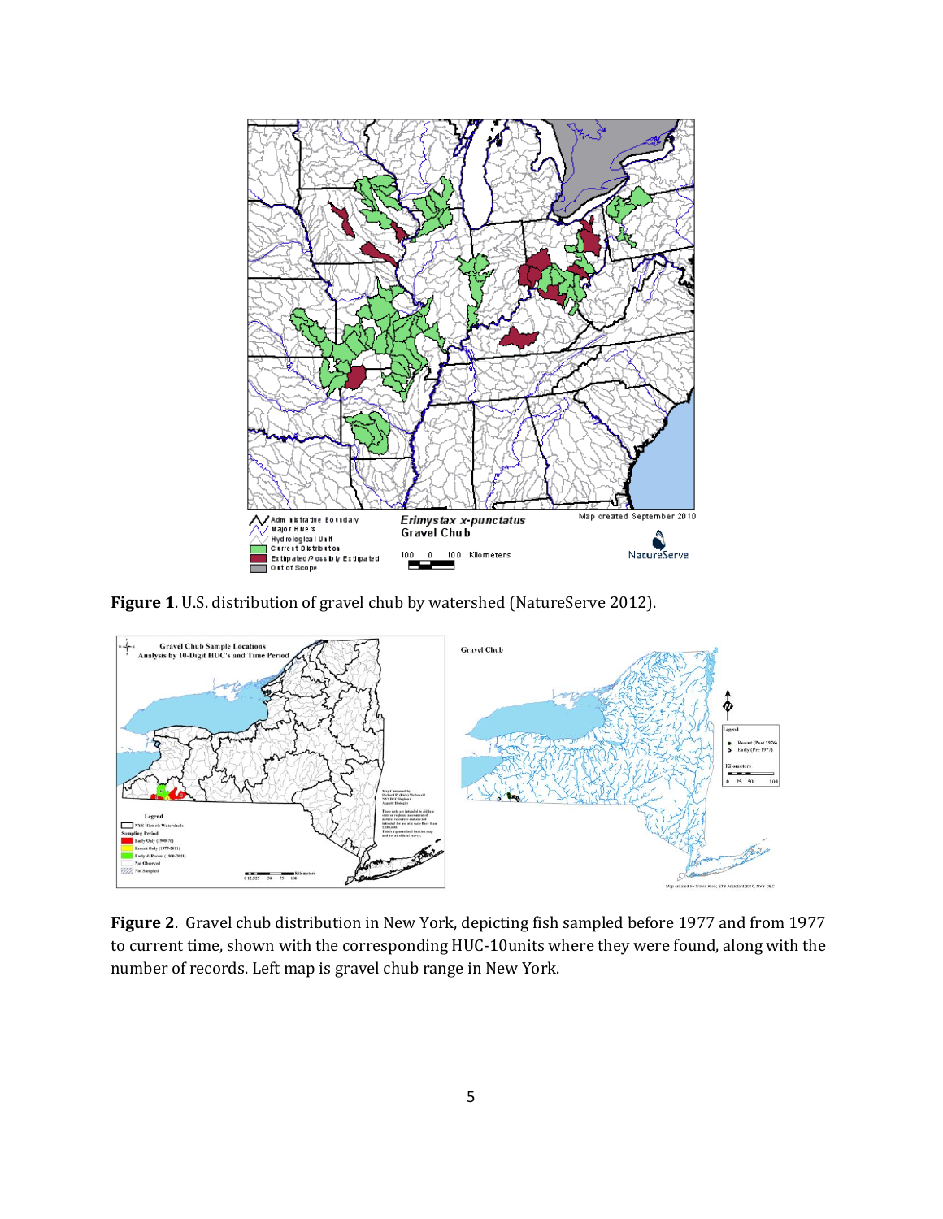**Figure 1**. U.S. distribution of gravel chub by watershed (NatureServe 2012).

**Figure 2**. Gravel chub distribution in New York, depicting fish sampled before 1977 and from 1977 to current time, shown with the corresponding HUC-10units where they were found, along with the number of records. Left map is gravel chub range in New York.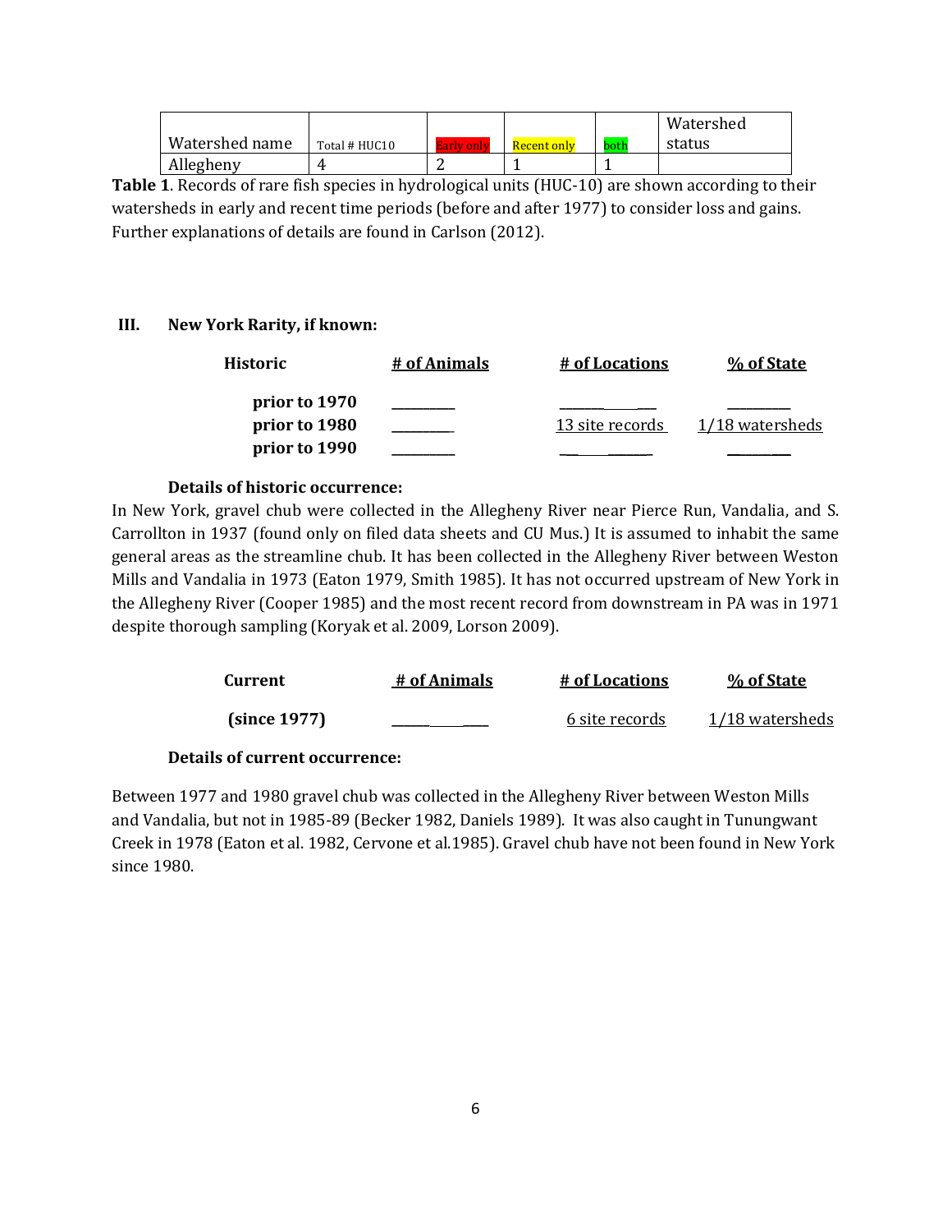| Watershed name | Total # HUC10 | Early only | Recent only | both | Watershed status |
|---|---|---|---|---|---|
| Allegheny | 4 | 2 | 1 | 1 | |

**Table 1**. Records of rare fish species in hydrological units (HUC-10) are shown according to their watersheds in early and recent time periods (before and after 1977) to consider loss and gains. Further explanations of details are found in Carlson (2012).

### III. New York Rarity, if known:

| Historic | # of Animals | # of Locations | % of State |
|---|---|---|---|
| prior to 1970 | ________ | ________ | ________ |
| prior to 1980 | ________ | 13 site records | 1/18 watersheds |
| prior to 1990 | ________ | ________ | ________ |

**Details of historic occurrence:**

In New York, gravel chub were collected in the Allegheny River near Pierce Run, Vandalia, and S. Carrollton in 1937 (found only on filed data sheets and CU Mus.) It is assumed to inhabit the same general areas as the streamline chub. It has been collected in the Allegheny River between Weston Mills and Vandalia in 1973 (Eaton 1979, Smith 1985). It has not occurred upstream of New York in the Allegheny River (Cooper 1985) and the most recent record from downstream in PA was in 1971 despite thorough sampling (Koryak et al. 2009, Lorson 2009).

| Current | # of Animals | # of Locations | % of State |
|---|---|---|---|
| (since 1977) | ________ | 6 site records | 1/18 watersheds |

**Details of current occurrence:**

Between 1977 and 1980 gravel chub was collected in the Allegheny River between Weston Mills and Vandalia, but not in 1985-89 (Becker 1982, Daniels 1989). It was also caught in Tunungwant Creek in 1978 (Eaton et al. 1982, Cervone et al.1985). Gravel chub have not been found in New York since 1980.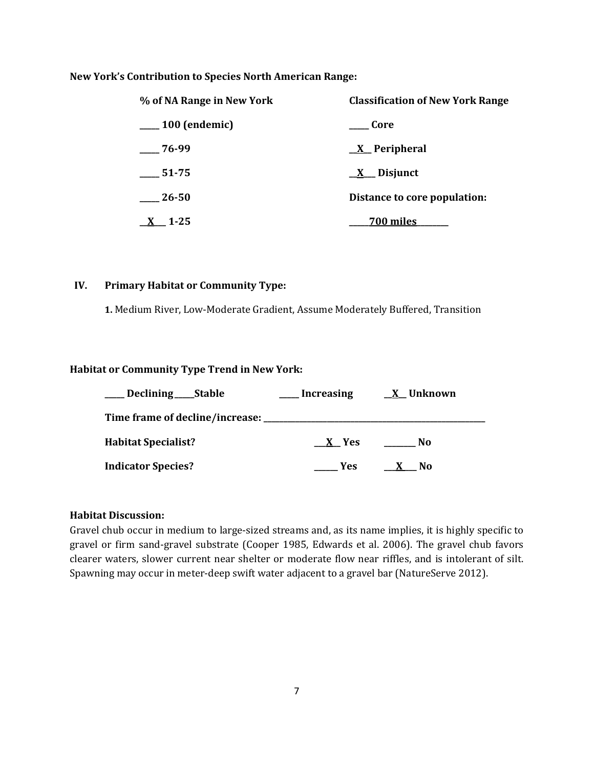**New York's Contribution to Species North American Range:**

| % of NA Range in New York | Classification of New York Range |
|---|---|
| _____ 100 (endemic) | _____ Core |
| _____ 76-99 | __X__ Peripheral |
| _____ 51-75 | __X__ Disjunct |
| _____ 26-50 | Distance to core population: |
| __X__ 1-25 | _____700 miles_______ |

## IV. Primary Habitat or Community Type:

**1.** Medium River, Low-Moderate Gradient, Assume Moderately Buffered, Transition

**Habitat or Community Type Trend in New York:**

_____ **Declining** _____ **Stable** _____ **Increasing** __X__ **Unknown**

**Time frame of decline/increase:** _______________________________________________

**Habitat Specialist?** ___X__ **Yes** _______ **No**

**Indicator Species?** _____ **Yes** ___X___ **No**

**Habitat Discussion:**

Gravel chub occur in medium to large-sized streams and, as its name implies, it is highly specific to gravel or firm sand-gravel substrate (Cooper 1985, Edwards et al. 2006). The gravel chub favors clearer waters, slower current near shelter or moderate flow near riffles, and is intolerant of silt. Spawning may occur in meter-deep swift water adjacent to a gravel bar (NatureServe 2012).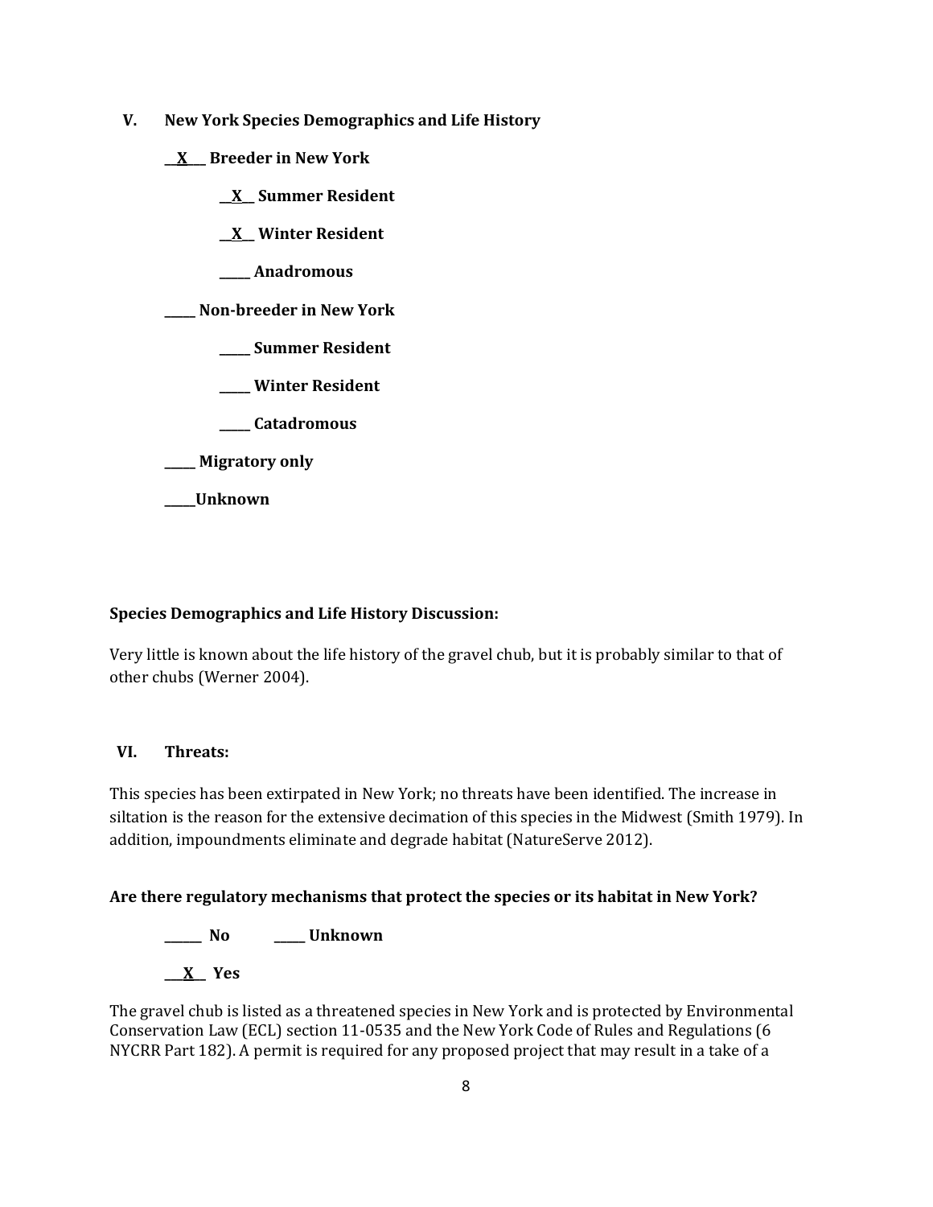**V. New York Species Demographics and Life History**

**__X___ Breeder in New York**

**__X__ Summer Resident**

**__X__ Winter Resident**

**_____ Anadromous**

**_____ Non-breeder in New York**

**_____ Summer Resident**

**_____ Winter Resident**

**_____ Catadromous**

**_____ Migratory only**

**_____Unknown**

**Species Demographics and Life History Discussion:**

Very little is known about the life history of the gravel chub, but it is probably similar to that of other chubs (Werner 2004).

**VI. Threats:**

This species has been extirpated in New York; no threats have been identified. The increase in siltation is the reason for the extensive decimation of this species in the Midwest (Smith 1979). In addition, impoundments eliminate and degrade habitat (NatureServe 2012).

**Are there regulatory mechanisms that protect the species or its habitat in New York?**

**______ No _____ Unknown**

**___X__ Yes**

The gravel chub is listed as a threatened species in New York and is protected by Environmental Conservation Law (ECL) section 11-0535 and the New York Code of Rules and Regulations (6 NYCRR Part 182). A permit is required for any proposed project that may result in a take of a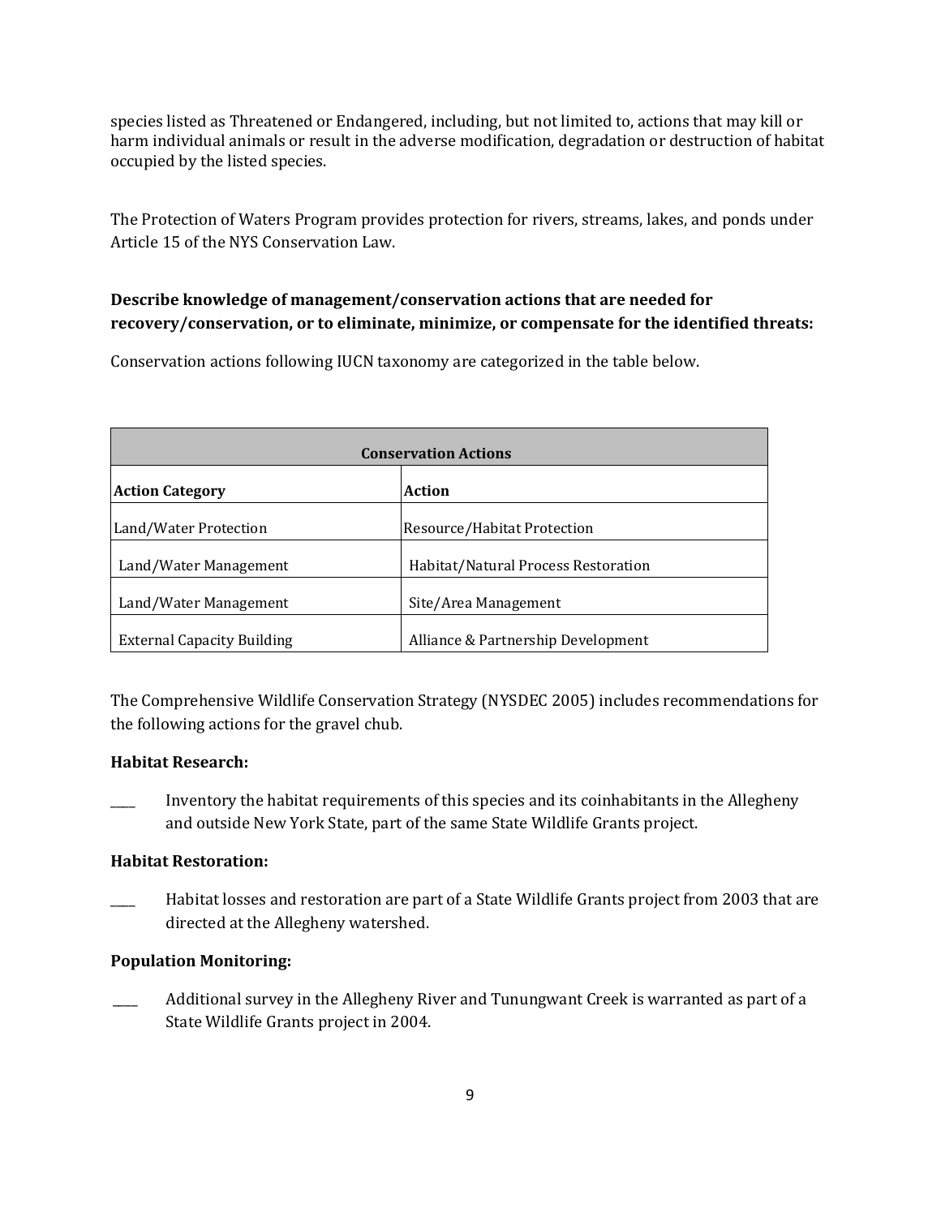species listed as Threatened or Endangered, including, but not limited to, actions that may kill or harm individual animals or result in the adverse modification, degradation or destruction of habitat occupied by the listed species.

The Protection of Waters Program provides protection for rivers, streams, lakes, and ponds under Article 15 of the NYS Conservation Law.

**Describe knowledge of management/conservation actions that are needed for recovery/conservation, or to eliminate, minimize, or compensate for the identified threats:**

Conservation actions following IUCN taxonomy are categorized in the table below.

| **Conservation Actions** | |
|---|---|
| **Action Category** | **Action** |
| Land/Water Protection | Resource/Habitat Protection |
| Land/Water Management | Habitat/Natural Process Restoration |
| Land/Water Management | Site/Area Management |
| External Capacity Building | Alliance & Partnership Development |

The Comprehensive Wildlife Conservation Strategy (NYSDEC 2005) includes recommendations for the following actions for the gravel chub.

**Habitat Research:**

____ Inventory the habitat requirements of this species and its coinhabitants in the Allegheny and outside New York State, part of the same State Wildlife Grants project.

**Habitat Restoration:**

____ Habitat losses and restoration are part of a State Wildlife Grants project from 2003 that are directed at the Allegheny watershed.

**Population Monitoring:**

____ Additional survey in the Allegheny River and Tunungwant Creek is warranted as part of a State Wildlife Grants project in 2004.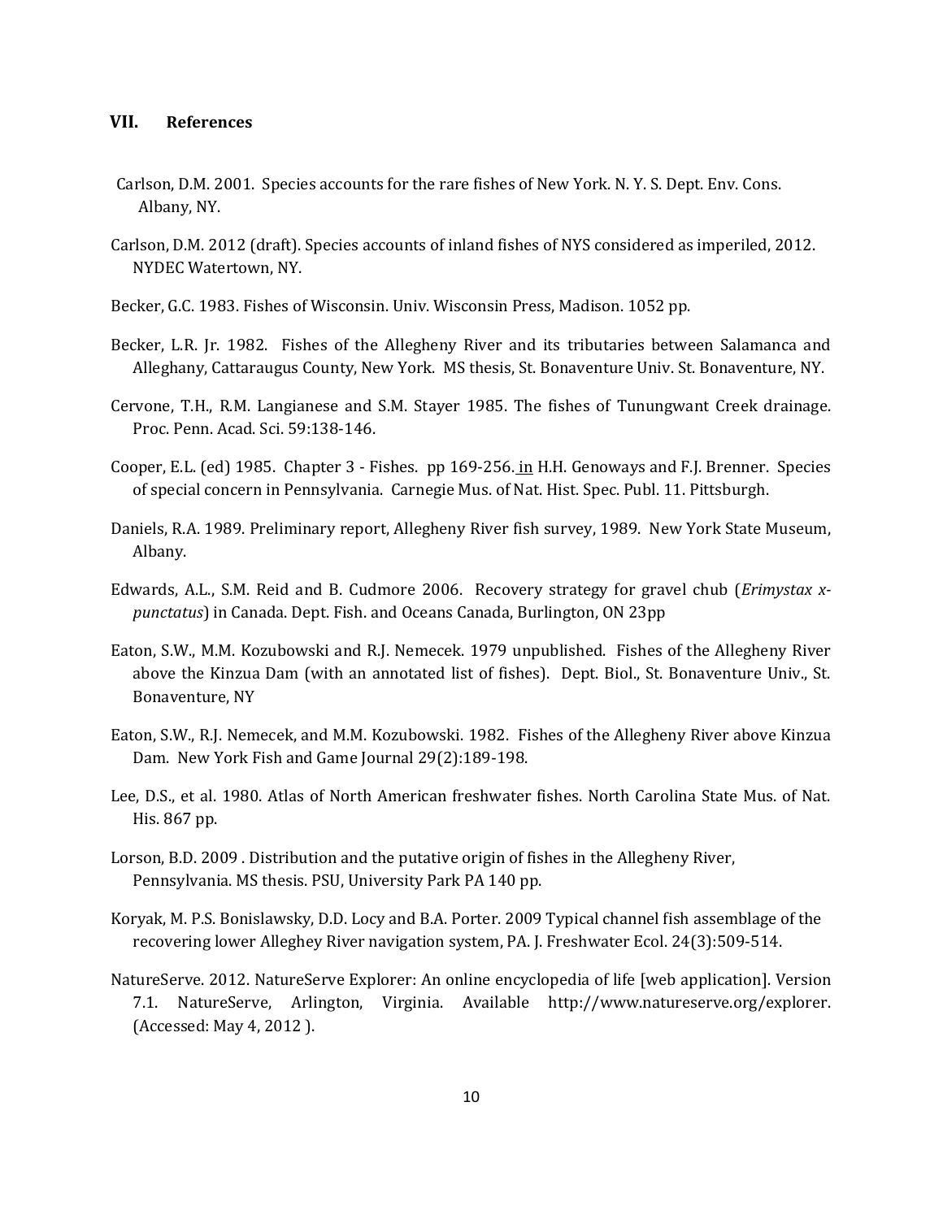## VII. References

Carlson, D.M. 2001. Species accounts for the rare fishes of New York. N. Y. S. Dept. Env. Cons. Albany, NY.

Carlson, D.M. 2012 (draft). Species accounts of inland fishes of NYS considered as imperiled, 2012. NYDEC Watertown, NY.

Becker, G.C. 1983. Fishes of Wisconsin. Univ. Wisconsin Press, Madison. 1052 pp.

Becker, L.R. Jr. 1982. Fishes of the Allegheny River and its tributaries between Salamanca and Alleghany, Cattaraugus County, New York. MS thesis, St. Bonaventure Univ. St. Bonaventure, NY.

Cervone, T.H., R.M. Langianese and S.M. Stayer 1985. The fishes of Tunungwant Creek drainage. Proc. Penn. Acad. Sci. 59:138-146.

Cooper, E.L. (ed) 1985. Chapter 3 - Fishes. pp 169-256. in H.H. Genoways and F.J. Brenner. Species of special concern in Pennsylvania. Carnegie Mus. of Nat. Hist. Spec. Publ. 11. Pittsburgh.

Daniels, R.A. 1989. Preliminary report, Allegheny River fish survey, 1989. New York State Museum, Albany.

Edwards, A.L., S.M. Reid and B. Cudmore 2006. Recovery strategy for gravel chub (*Erimystax x-punctatus*) in Canada. Dept. Fish. and Oceans Canada, Burlington, ON 23pp

Eaton, S.W., M.M. Kozubowski and R.J. Nemecek. 1979 unpublished. Fishes of the Allegheny River above the Kinzua Dam (with an annotated list of fishes). Dept. Biol., St. Bonaventure Univ., St. Bonaventure, NY

Eaton, S.W., R.J. Nemecek, and M.M. Kozubowski. 1982. Fishes of the Allegheny River above Kinzua Dam. New York Fish and Game Journal 29(2):189-198.

Lee, D.S., et al. 1980. Atlas of North American freshwater fishes. North Carolina State Mus. of Nat. His. 867 pp.

Lorson, B.D. 2009 . Distribution and the putative origin of fishes in the Allegheny River, Pennsylvania. MS thesis. PSU, University Park PA 140 pp.

Koryak, M. P.S. Bonislawsky, D.D. Locy and B.A. Porter. 2009 Typical channel fish assemblage of the recovering lower Alleghey River navigation system, PA. J. Freshwater Ecol. 24(3):509-514.

NatureServe. 2012. NatureServe Explorer: An online encyclopedia of life [web application]. Version 7.1. NatureServe, Arlington, Virginia. Available http://www.natureserve.org/explorer. (Accessed: May 4, 2012 ).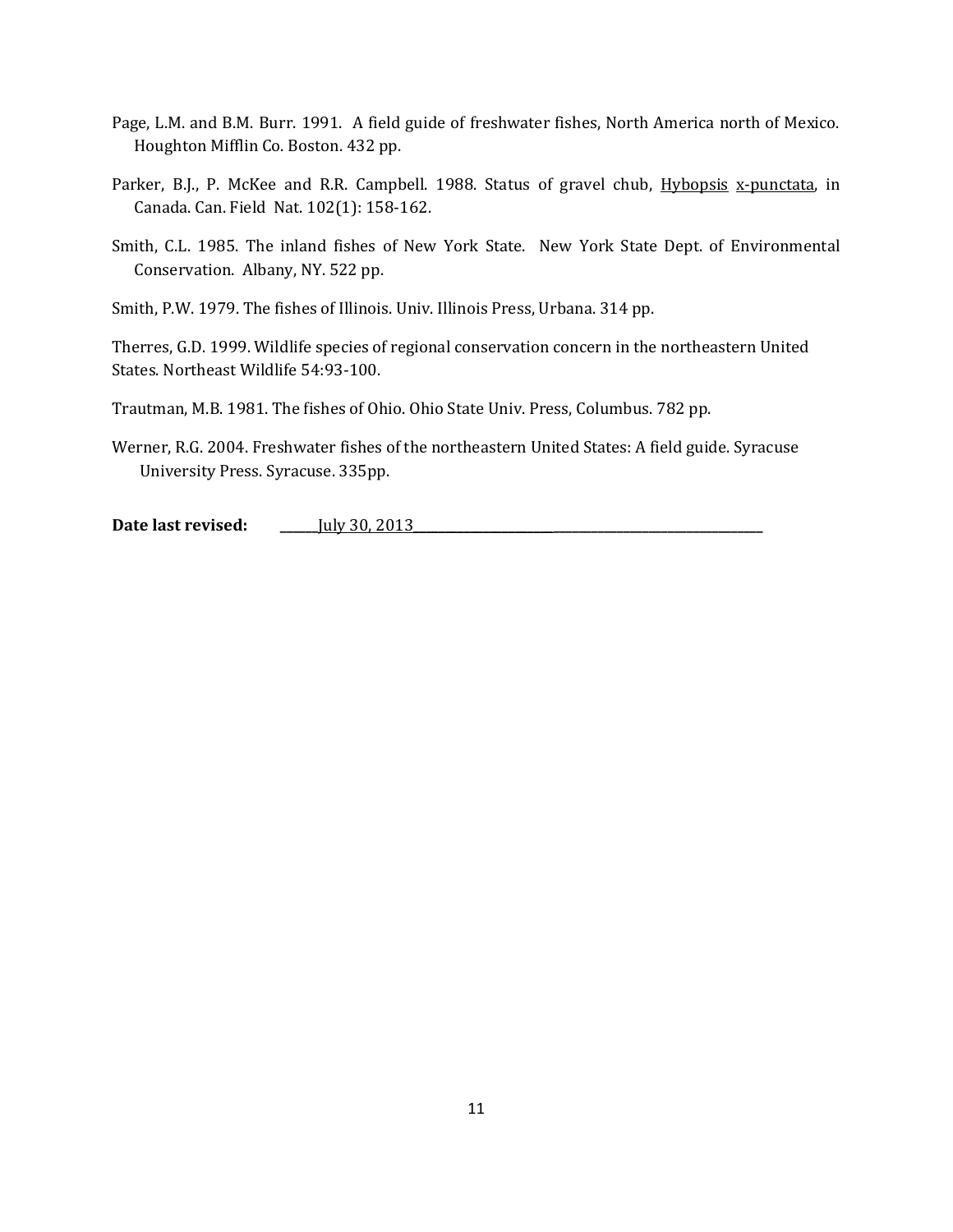Page, L.M. and B.M. Burr. 1991. A field guide of freshwater fishes, North America north of Mexico. Houghton Mifflin Co. Boston. 432 pp.

Parker, B.J., P. McKee and R.R. Campbell. 1988. Status of gravel chub, Hybopsis x-punctata, in Canada. Can. Field Nat. 102(1): 158-162.

Smith, C.L. 1985. The inland fishes of New York State. New York State Dept. of Environmental Conservation. Albany, NY. 522 pp.

Smith, P.W. 1979. The fishes of Illinois. Univ. Illinois Press, Urbana. 314 pp.

Therres, G.D. 1999. Wildlife species of regional conservation concern in the northeastern United States. Northeast Wildlife 54:93-100.

Trautman, M.B. 1981. The fishes of Ohio. Ohio State Univ. Press, Columbus. 782 pp.

Werner, R.G. 2004. Freshwater fishes of the northeastern United States: A field guide. Syracuse University Press. Syracuse. 335pp.

**Date last revised:** July 30, 2013